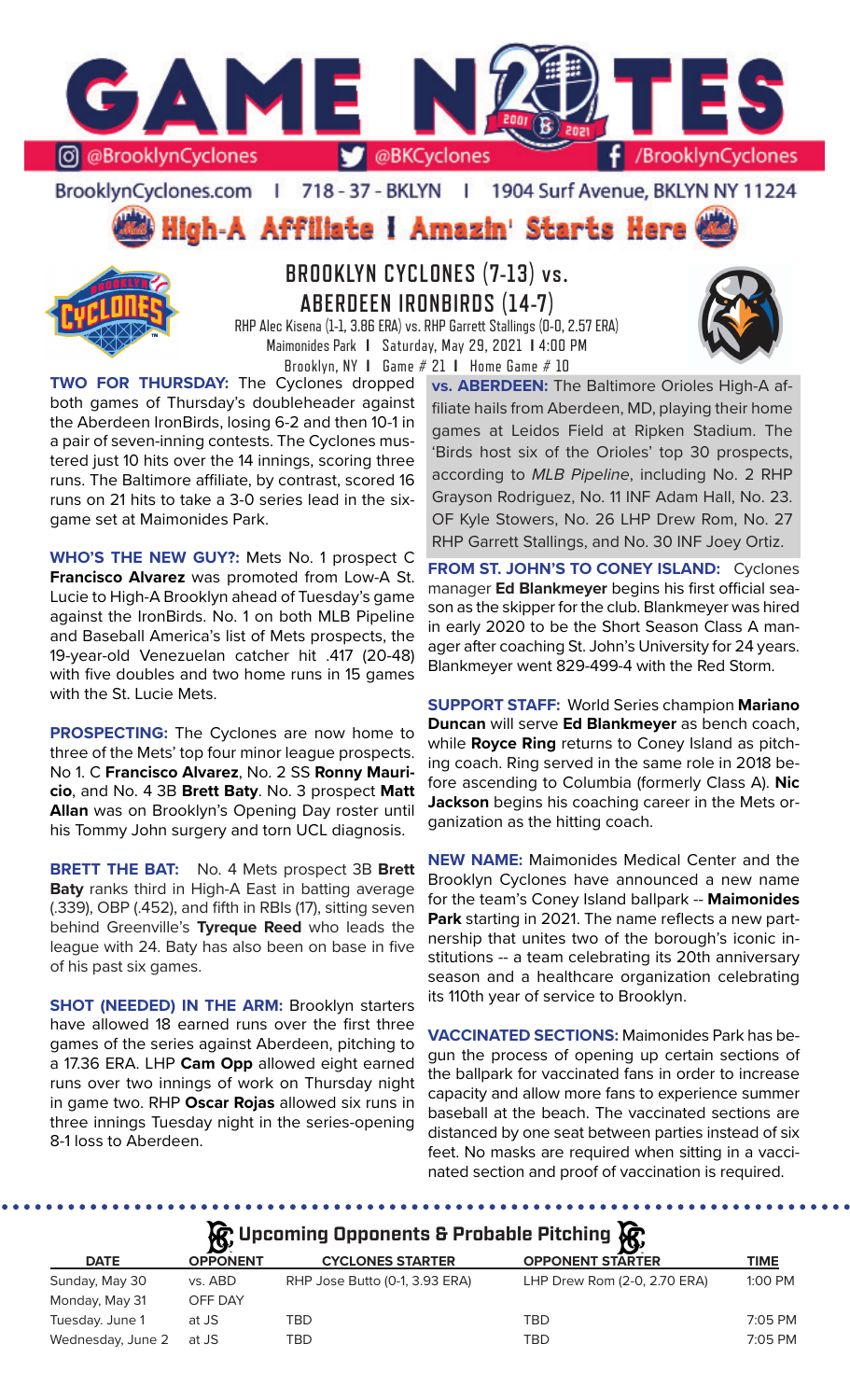# GAME NOTES

@BrooklynCyclones | @BKCyclones | /BrooklynCyclones

BrooklynCyclones.com | 718-37-BKLYN | 1904 Surf Avenue, BKLYN NY 11224

**High-A Affiliate | Amazin' Starts Here**

## BROOKLYN CYCLONES (7-13) vs. ABERDEEN IRONBIRDS (14-7)

RHP Alec Kisena (1-1, 3.86 ERA) vs. RHP Garrett Stallings (0-0, 2.57 ERA)
Maimonides Park | Saturday, May 29, 2021 | 4:00 PM
Brooklyn, NY | Game # 21 | Home Game # 10

**TWO FOR THURSDAY:** The Cyclones dropped both games of Thursday's doubleheader against the Aberdeen IronBirds, losing 6-2 and then 10-1 in a pair of seven-inning contests. The Cyclones mustered just 10 hits over the 14 innings, scoring three runs. The Baltimore affiliate, by contrast, scored 16 runs on 21 hits to take a 3-0 series lead in the six-game set at Maimonides Park.

**WHO'S THE NEW GUY?:** Mets No. 1 prospect C **Francisco Alvarez** was promoted from Low-A St. Lucie to High-A Brooklyn ahead of Tuesday's game against the IronBirds. No. 1 on both MLB Pipeline and Baseball America's list of Mets prospects, the 19-year-old Venezuelan catcher hit .417 (20-48) with five doubles and two home runs in 15 games with the St. Lucie Mets.

**PROSPECTING:** The Cyclones are now home to three of the Mets' top four minor league prospects. No 1. C **Francisco Alvarez**, No. 2 SS **Ronny Mauricio**, and No. 4 3B **Brett Baty**. No. 3 prospect **Matt Allan** was on Brooklyn's Opening Day roster until his Tommy John surgery and torn UCL diagnosis.

**BRETT THE BAT:** No. 4 Mets prospect 3B **Brett Baty** ranks third in High-A East in batting average (.339), OBP (.452), and fifth in RBIs (17), sitting seven behind Greenville's **Tyreque Reed** who leads the league with 24. Baty has also been on base in five of his past six games.

**SHOT (NEEDED) IN THE ARM:** Brooklyn starters have allowed 18 earned runs over the first three games of the series against Aberdeen, pitching to a 17.36 ERA. LHP **Cam Opp** allowed eight earned runs over two innings of work on Thursday night in game two. RHP **Oscar Rojas** allowed six runs in three innings Tuesday night in the series-opening 8-1 loss to Aberdeen.

**vs. ABERDEEN:** The Baltimore Orioles High-A affiliate hails from Aberdeen, MD, playing their home games at Leidos Field at Ripken Stadium. The 'Birds host six of the Orioles' top 30 prospects, according to *MLB Pipeline*, including No. 2 RHP Grayson Rodriguez, No. 11 INF Adam Hall, No. 23. OF Kyle Stowers, No. 26 LHP Drew Rom, No. 27 RHP Garrett Stallings, and No. 30 INF Joey Ortiz.

**FROM ST. JOHN'S TO CONEY ISLAND:** Cyclones manager **Ed Blankmeyer** begins his first official season as the skipper for the club. Blankmeyer was hired in early 2020 to be the Short Season Class A manager after coaching St. John's University for 24 years. Blankmeyer went 829-499-4 with the Red Storm.

**SUPPORT STAFF:** World Series champion **Mariano Duncan** will serve **Ed Blankmeyer** as bench coach, while **Royce Ring** returns to Coney Island as pitching coach. Ring served in the same role in 2018 before ascending to Columbia (formerly Class A). **Nic Jackson** begins his coaching career in the Mets organization as the hitting coach.

**NEW NAME:** Maimonides Medical Center and the Brooklyn Cyclones have announced a new name for the team's Coney Island ballpark -- **Maimonides Park** starting in 2021. The name reflects a new partnership that unites two of the borough's iconic institutions -- a team celebrating its 20th anniversary season and a healthcare organization celebrating its 110th year of service to Brooklyn.

**VACCINATED SECTIONS:** Maimonides Park has begun the process of opening up certain sections of the ballpark for vaccinated fans in order to increase capacity and allow more fans to experience summer baseball at the beach. The vaccinated sections are distanced by one seat between parties instead of six feet. No masks are required when sitting in a vaccinated section and proof of vaccination is required.

### Upcoming Opponents & Probable Pitching

| DATE | OPPONENT | CYCLONES STARTER | OPPONENT STARTER | TIME |
|---|---|---|---|---|
| Sunday, May 30 | vs. ABD | RHP Jose Butto (0-1, 3.93 ERA) | LHP Drew Rom (2-0, 2.70 ERA) | 1:00 PM |
| Monday, May 31 | OFF DAY | | | |
| Tuesday. June 1 | at JS | TBD | TBD | 7:05 PM |
| Wednesday, June 2 | at JS | TBD | TBD | 7:05 PM |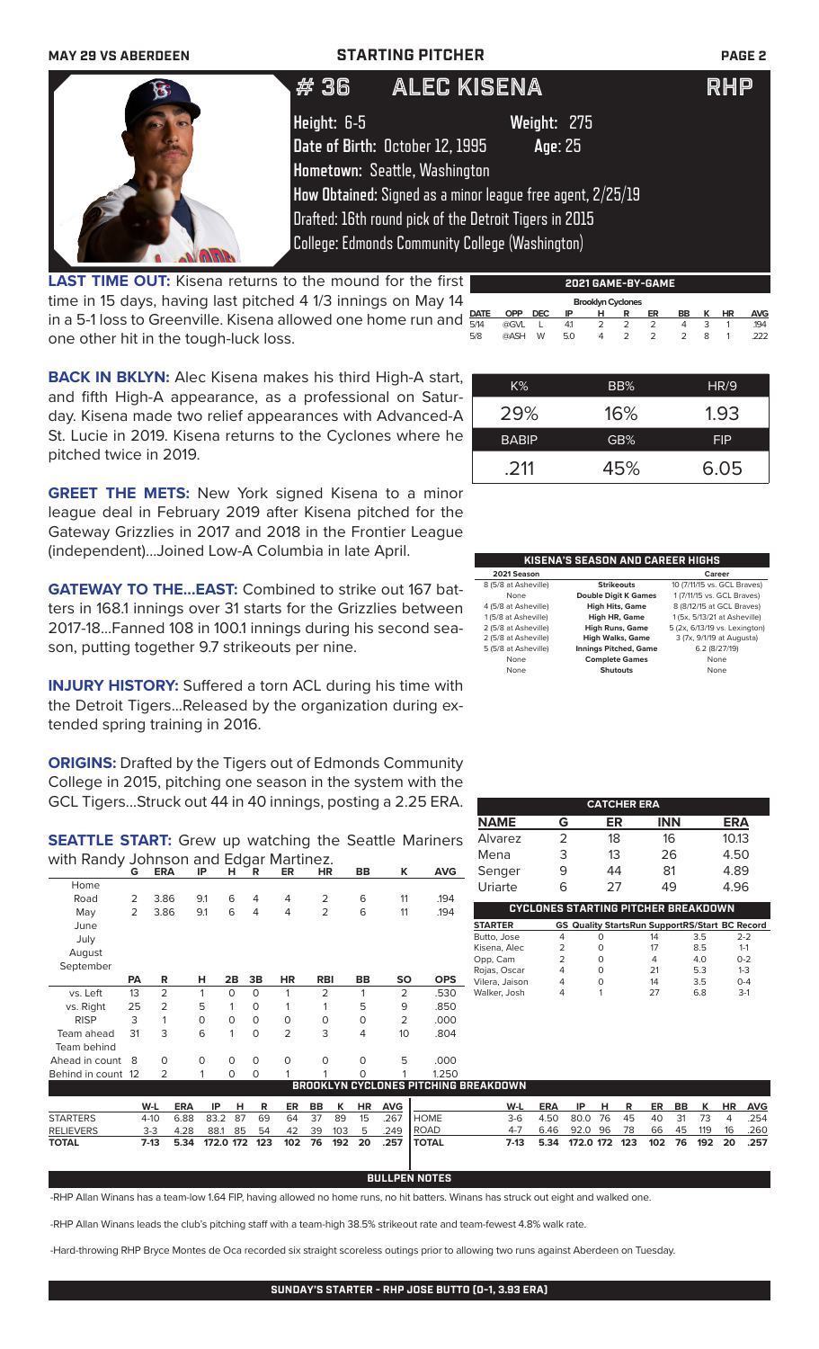MAY 29 VS ABERDEEN — STARTING PITCHER

# #36 ALEC KISENA — RHP

**Height:** 6-5 **Weight:** 275
**Date of Birth:** October 12, 1995 **Age:** 25
**Hometown:** Seattle, Washington
**How Obtained:** Signed as a minor league free agent, 2/25/19
Drafted: 16th round pick of the Detroit Tigers in 2015
College: Edmonds Community College (Washington)

**LAST TIME OUT:** Kisena returns to the mound for the first time in 15 days, having last pitched 4 1/3 innings on May 14 in a 5-1 loss to Greenville. Kisena allowed one home run and one other hit in the tough-luck loss.

**BACK IN BKLYN:** Alec Kisena makes his third High-A start, and fifth High-A appearance, as a professional on Saturday. Kisena made two relief appearances with Advanced-A St. Lucie in 2019. Kisena returns to the Cyclones where he pitched twice in 2019.

**GREET THE METS:** New York signed Kisena to a minor league deal in February 2019 after Kisena pitched for the Gateway Grizzlies in 2017 and 2018 in the Frontier League (independent)...Joined Low-A Columbia in late April.

**GATEWAY TO THE...EAST:** Combined to strike out 167 batters in 168.1 innings over 31 starts for the Grizzlies between 2017-18...Fanned 108 in 100.1 innings during his second season, putting together 9.7 strikeouts per nine.

**INJURY HISTORY:** Suffered a torn ACL during his time with the Detroit Tigers...Released by the organization during extended spring training in 2016.

**ORIGINS:** Drafted by the Tigers out of Edmonds Community College in 2015, pitching one season in the system with the GCL Tigers...Struck out 44 in 40 innings, posting a 2.25 ERA.

**SEATTLE START:** Grew up watching the Seattle Mariners with Randy Johnson and Edgar Martinez.

## 2021 GAME-BY-GAME

Brooklyn Cyclones

| DATE | OPP | DEC | IP | H | R | ER | BB | K | HR | AVG |
|---|---|---|---|---|---|---|---|---|---|---|
| 5/14 | @GVL | L | 4.1 | 2 | 2 | 2 | 4 | 3 | 1 | .194 |
| 5/8 | @ASH | W | 5.0 | 4 | 2 | 2 | 2 | 8 | 1 | .222 |

| K% | BB% | HR/9 |
|---|---|---|
| 29% | 16% | 1.93 |
| **BABIP** | **GB%** | **FIP** |
| .211 | 45% | 6.05 |

## KISENA'S SEASON AND CAREER HIGHS

| 2021 Season | | Career |
|---|---|---|
| 8 (5/8 at Asheville) | Strikeouts | 10 (7/11/15 vs. GCL Braves) |
| None | Double Digit K Games | 1 (7/11/15 vs. GCL Braves) |
| 4 (5/8 at Asheville) | High Hits, Game | 8 (8/12/15 at GCL Braves) |
| 1 (5/8 at Asheville) | High HR, Game | 1 (5x, 5/13/21 at Asheville) |
| 2 (5/8 at Asheville) | High Runs, Game | 5 (2x, 6/13/19 vs. Lexington) |
| 2 (5/8 at Asheville) | High Walks, Game | 3 (7x, 9/1/19 at Augusta) |
| 5 (5/8 at Asheville) | Innings Pitched, Game | 6.2 (8/27/19) |
| None | Complete Games | None |
| None | Shutouts | None |

| | G | ERA | IP | H | R | ER | HR | BB | K | AVG |
|---|---|---|---|---|---|---|---|---|---|---|
| Home | | | | | | | | | | |
| Road | 2 | 3.86 | 9.1 | 6 | 4 | 4 | 2 | 6 | 11 | .194 |
| May | 2 | 3.86 | 9.1 | 6 | 4 | 4 | 2 | 6 | 11 | .194 |
| June | | | | | | | | | | |
| July | | | | | | | | | | |
| August | | | | | | | | | | |
| September | | | | | | | | | | |

| | PA | R | H | 2B | 3B | HR | RBI | BB | SO | OPS |
|---|---|---|---|---|---|---|---|---|---|---|
| vs. Left | 13 | 2 | 1 | 0 | 0 | 1 | 2 | 1 | 2 | .530 |
| vs. Right | 25 | 2 | 5 | 1 | 0 | 1 | 1 | 5 | 9 | .850 |
| RISP | 3 | 1 | 0 | 0 | 0 | 0 | 0 | 0 | 2 | .000 |
| Team ahead | 31 | 3 | 6 | 1 | 0 | 2 | 3 | 4 | 10 | .804 |
| Team behind | | | | | | | | | | |
| Ahead in count | 8 | 0 | 0 | 0 | 0 | 0 | 0 | 0 | 5 | .000 |
| Behind in count | 12 | 2 | 1 | 0 | 0 | 1 | 1 | 0 | 1 | 1.250 |

## CATCHER ERA

| NAME | G | ER | INN | ERA |
|---|---|---|---|---|
| Alvarez | 2 | 18 | 16 | 10.13 |
| Mena | 3 | 13 | 26 | 4.50 |
| Senger | 9 | 44 | 81 | 4.89 |
| Uriarte | 6 | 27 | 49 | 4.96 |

## CYCLONES STARTING PITCHER BREAKDOWN

| STARTER | GS | Quality Starts | Run Support | RS/Start | BC Record |
|---|---|---|---|---|---|
| Butto, Jose | 4 | 0 | 14 | 3.5 | 2-2 |
| Kisena, Alec | 2 | 0 | 17 | 8.5 | 1-1 |
| Opp, Cam | 2 | 0 | 4 | 4.0 | 0-2 |
| Rojas, Oscar | 4 | 0 | 21 | 5.3 | 1-3 |
| Vilera, Jaison | 4 | 0 | 14 | 3.5 | 0-4 |
| Walker, Josh | 4 | 1 | 27 | 6.8 | 3-1 |

## BROOKLYN CYCLONES PITCHING BREAKDOWN

| | W-L | ERA | IP | H | R | ER | BB | K | HR | AVG |
|---|---|---|---|---|---|---|---|---|---|---|
| STARTERS | 4-10 | 6.88 | 83.2 | 87 | 69 | 64 | 37 | 89 | 15 | .267 |
| RELIEVERS | 3-3 | 4.28 | 88.1 | 85 | 54 | 42 | 39 | 103 | 5 | .249 |
| TOTAL | 7-13 | 5.34 | 172.0 | 172 | 123 | 102 | 76 | 192 | 20 | .257 |

| | W-L | ERA | IP | H | R | ER | BB | K | HR | AVG |
|---|---|---|---|---|---|---|---|---|---|---|
| HOME | 3-6 | 4.50 | 80.0 | 76 | 45 | 40 | 31 | 73 | 4 | .254 |
| ROAD | 4-7 | 6.46 | 92.0 | 96 | 78 | 66 | 45 | 119 | 16 | .260 |
| TOTAL | 7-13 | 5.34 | 172.0 | 172 | 123 | 102 | 76 | 192 | 20 | .257 |

## BULLPEN NOTES

-RHP Allan Winans has a team-low 1.64 FIP, having allowed no home runs, no hit batters. Winans has struck out eight and walked one.

-RHP Allan Winans leads the club's pitching staff with a team-high 38.5% strikeout rate and team-fewest 4.8% walk rate.

-Hard-throwing RHP Bryce Montes de Oca recorded six straight scoreless outings prior to allowing two runs against Aberdeen on Tuesday.

**SUNDAY'S STARTER - RHP JOSE BUTTO (0-1, 3.93 ERA)**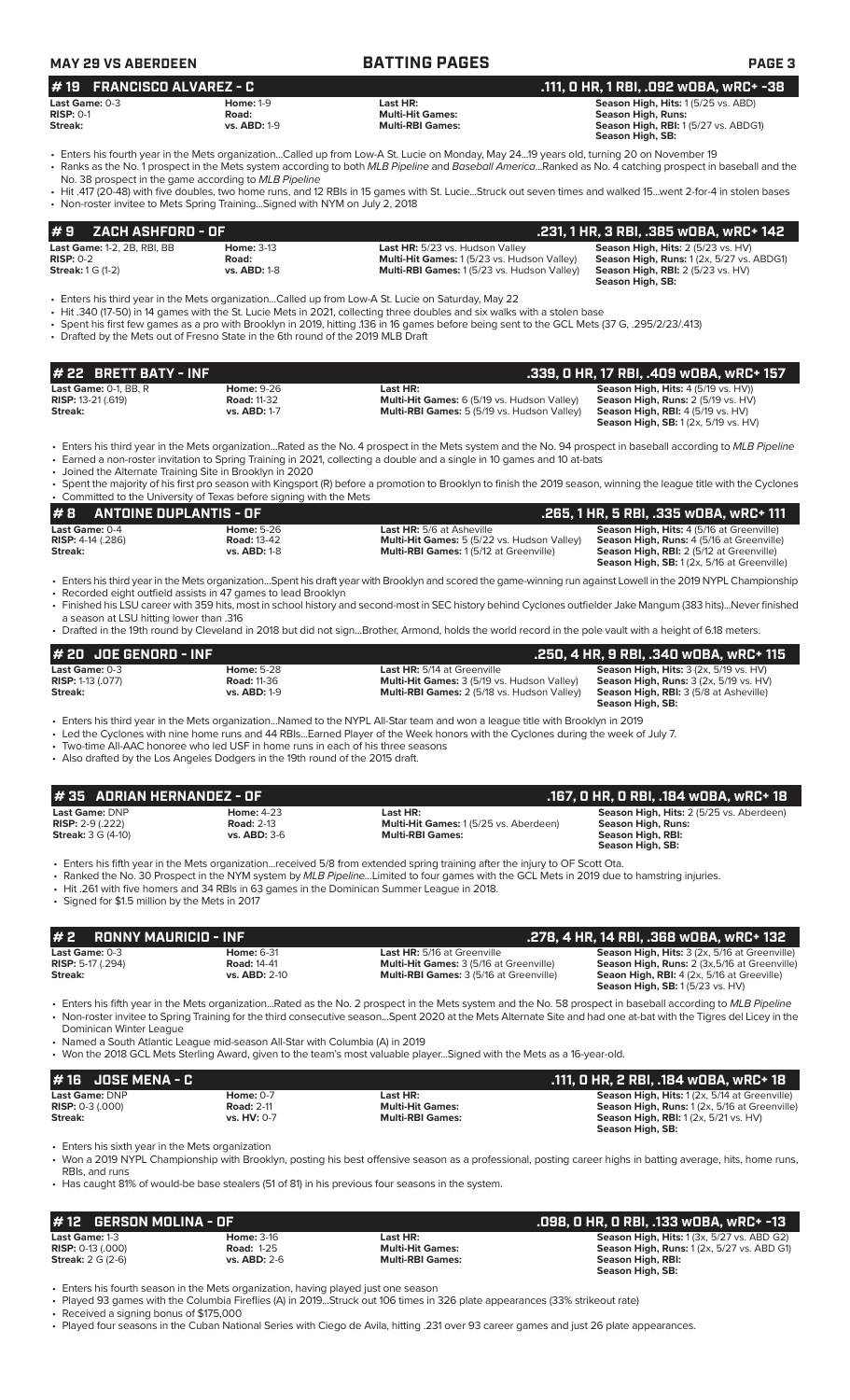**MAY 29 VS ABERDEEN** | **BATTING PAGES**

## # 19 FRANCISCO ALVAREZ - C — .111, 0 HR, 1 RBI, .092 wOBA, wRC+ -38

| | | | |
|---|---|---|---|
| **Last Game:** 0-3 | **Home:** 1-9 | **Last HR:** | **Season High, Hits:** 1 (5/25 vs. ABD) |
| **RISP:** 0-1 | **Road:** | **Multi-Hit Games:** | **Season High, Runs:** |
| **Streak:** | **vs. ABD:** 1-9 | **Multi-RBI Games:** | **Season High, RBI:** 1 (5/27 vs. ABDG1) |
| | | | **Season High, SB:** |

- Enters his fourth year in the Mets organization...Called up from Low-A St. Lucie on Monday, May 24...19 years old, turning 20 on November 19
- Ranks as the No. 1 prospect in the Mets system according to both *MLB Pipeline* and *Baseball America*...Ranked as No. 4 catching prospect in baseball and the No. 38 prospect in the game according to *MLB Pipeline*
- Hit .417 (20-48) with five doubles, two home runs, and 12 RBIs in 15 games with St. Lucie...Struck out seven times and walked 15...went 2-for-4 in stolen bases
- Non-roster invitee to Mets Spring Training...Signed with NYM on July 2, 2018

## # 9 ZACH ASHFORD - OF — .231, 1 HR, 3 RBI, .385 wOBA, wRC+ 142

| | | | |
|---|---|---|---|
| **Last Game:** 1-2, 2B, RBI, BB | **Home:** 3-13 | **Last HR:** 5/23 vs. Hudson Valley | **Season High, Hits:** 2 (5/23 vs. HV) |
| **RISP:** 0-2 | **Road:** | **Multi-Hit Games:** 1 (5/23 vs. Hudson Valley) | **Season High, Runs:** 1 (2x, 5/27 vs. ABDG1) |
| **Streak:** 1 G (1-2) | **vs. ABD:** 1-8 | **Multi-RBI Games:** 1 (5/23 vs. Hudson Valley) | **Season High, RBI:** 2 (5/23 vs. HV) |
| | | | **Season High, SB:** |

- Enters his third year in the Mets organization...Called up from Low-A St. Lucie on Saturday, May 22
- Hit .340 (17-50) in 14 games with the St. Lucie Mets in 2021, collecting three doubles and six walks with a stolen base
- Spent his first few games as a pro with Brooklyn in 2019, hitting .136 in 16 games before being sent to the GCL Mets (37 G, .295/2/23/.413)
- Drafted by the Mets out of Fresno State in the 6th round of the 2019 MLB Draft

## # 22 BRETT BATY - INF — .339, 0 HR, 17 RBI, .409 wOBA, wRC+ 157

| | | | |
|---|---|---|---|
| **Last Game:** 0-1, BB, R | **Home:** 9-26 | **Last HR:** | **Season High, Hits:** 4 (5/19 vs. HV)) |
| **RISP:** 13-21 (.619) | **Road:** 11-32 | **Multi-Hit Games:** 6 (5/19 vs. Hudson Valley) | **Season High, Runs:** 2 (5/19 vs. HV) |
| **Streak:** | **vs. ABD:** 1-7 | **Multi-RBI Games:** 5 (5/19 vs. Hudson Valley) | **Season High, RBI:** 4 (5/19 vs. HV) |
| | | | **Season High, SB:** 1 (2x, 5/19 vs. HV) |

- Enters his third year in the Mets organization...Rated as the No. 4 prospect in the Mets system and the No. 94 prospect in baseball according to *MLB Pipeline*
- Earned a non-roster invitation to Spring Training in 2021, collecting a double and a single in 10 games and 10 at-bats
- Joined the Alternate Training Site in Brooklyn in 2020
- Spent the majority of his first pro season with Kingsport (R) before a promotion to Brooklyn to finish the 2019 season, winning the league title with the Cyclones
- Committed to the University of Texas before signing with the Mets

## # 8 ANTOINE DUPLANTIS - OF — .265, 1 HR, 5 RBI, .335 wOBA, wRC+ 111

| | | | |
|---|---|---|---|
| **Last Game:** 0-4 | **Home:** 5-26 | **Last HR:** 5/6 at Asheville | **Season High, Hits:** 4 (5/16 at Greenville) |
| **RISP:** 4-14 (.286) | **Road:** 13-42 | **Multi-Hit Games:** 5 (5/22 vs. Hudson Valley) | **Season High, Runs:** 4 (5/16 at Greenville) |
| **Streak:** | **vs. ABD:** 1-8 | **Multi-RBI Games:** 1 (5/12 at Greenville) | **Season High, RBI:** 2 (5/12 at Greenville) |
| | | | **Season High, SB:** 1 (2x, 5/16 at Greenville) |

- Enters his third year in the Mets organization...Spent his draft year with Brooklyn and scored the game-winning run against Lowell in the 2019 NYPL Championship
- Recorded eight outfield assists in 47 games to lead Brooklyn
- Finished his LSU career with 359 hits, most in school history and second-most in SEC history behind Cyclones outfielder Jake Mangum (383 hits)...Never finished a season at LSU hitting lower than .316
- Drafted in the 19th round by Cleveland in 2018 but did not sign...Brother, Armond, holds the world record in the pole vault with a height of 6.18 meters.

## # 20 JOE GENORD - INF — .250, 4 HR, 9 RBI, .340 wOBA, wRC+ 115

| | | | |
|---|---|---|---|
| **Last Game:** 0-3 | **Home:** 5-28 | **Last HR:** 5/14 at Greenville | **Season High, Hits:** 3 (2x, 5/19 vs. HV) |
| **RISP:** 1-13 (.077) | **Road:** 11-36 | **Multi-Hit Games:** 3 (5/19 vs. Hudson Valley) | **Season High, Runs:** 3 (2x, 5/19 vs. HV) |
| **Streak:** | **vs. ABD:** 1-9 | **Multi-RBI Games:** 2 (5/18 vs. Hudson Valley) | **Season High, RBI:** 3 (5/8 at Asheville) |
| | | | **Season High, SB:** |

- Enters his third year in the Mets organization...Named to the NYPL All-Star team and won a league title with Brooklyn in 2019
- Led the Cyclones with nine home runs and 44 RBIs...Earned Player of the Week honors with the Cyclones during the week of July 7.
- Two-time All-AAC honoree who led USF in home runs in each of his three seasons
- Also drafted by the Los Angeles Dodgers in the 19th round of the 2015 draft.

## # 35 ADRIAN HERNANDEZ - OF — .167, 0 HR, 0 RBI, .184 wOBA, wRC+ 18

| | | | |
|---|---|---|---|
| **Last Game:** DNP | **Home:** 4-23 | **Last HR:** | **Season High, Hits:** 2 (5/25 vs. Aberdeen) |
| **RISP:** 2-9 (.222) | **Road:** 2-13 | **Multi-Hit Games:** 1 (5/25 vs. Aberdeen) | **Season High, Runs:** |
| **Streak:** 3 G (4-10) | **vs. ABD:** 3-6 | **Multi-RBI Games:** | **Season High, RBI:** |
| | | | **Season High, SB:** |

- Enters his fifth year in the Mets organization...received 5/8 from extended spring training after the injury to OF Scott Ota.
- Ranked the No. 30 Prospect in the NYM system by *MLB Pipeline*...Limited to four games with the GCL Mets in 2019 due to hamstring injuries.
- Hit .261 with five homers and 34 RBIs in 63 games in the Dominican Summer League in 2018.
- Signed for $1.5 million by the Mets in 2017

## # 2 RONNY MAURICIO - INF — .278, 4 HR, 14 RBI, .368 wOBA, wRC+ 132

| | | | |
|---|---|---|---|
| **Last Game:** 0-3 | **Home:** 6-31 | **Last HR:** 5/16 at Greenville | **Season High, Hits:** 3 (2x, 5/16 at Greenville) |
| **RISP:** 5-17 (.294) | **Road:** 14-41 | **Multi-Hit Games:** 3 (5/16 at Greenville) | **Season High, Runs:** 2 (3x,5/16 at Greenville) |
| **Streak:** | **vs. ABD:** 2-10 | **Multi-RBI Games:** 3 (5/16 at Greenville) | **Seaon High, RBI:** 4 (2x, 5/16 at Greeville) |
| | | | **Season High, SB:** 1 (5/23 vs. HV) |

- Enters his fifth year in the Mets organization...Rated as the No. 2 prospect in the Mets system and the No. 58 prospect in baseball according to *MLB Pipeline*
- Non-roster invitee to Spring Training for the third consecutive season...Spent 2020 at the Mets Alternate Site and had one at-bat with the Tigres del Licey in the Dominican Winter League
- Named a South Atlantic League mid-season All-Star with Columbia (A) in 2019
- Won the 2018 GCL Mets Sterling Award, given to the team's most valuable player...Signed with the Mets as a 16-year-old.

## # 16 JOSE MENA - C — .111, 0 HR, 2 RBI, .184 wOBA, wRC+ 18

| | | | |
|---|---|---|---|
| **Last Game:** DNP | **Home:** 0-7 | **Last HR:** | **Season High, Hits:** 1 (2x, 5/14 at Greenville) |
| **RISP:** 0-3 (.000) | **Road:** 2-11 | **Multi-Hit Games:** | **Season High, Runs:** 1 (2x, 5/16 at Greenville) |
| **Streak:** | **vs. HV:** 0-7 | **Multi-RBI Games:** | **Season High, RBI:** 1 (2x, 5/21 vs. HV) |
| | | | **Season High, SB:** |

- Enters his sixth year in the Mets organization
- Won a 2019 NYPL Championship with Brooklyn, posting his best offensive season as a professional, posting career highs in batting average, hits, home runs, RBIs, and runs
- Has caught 81% of would-be base stealers (51 of 81) in his previous four seasons in the system.

## # 12 GERSON MOLINA - OF — .098, 0 HR, 0 RBI, .133 wOBA, wRC+ -13

| | | | |
|---|---|---|---|
| **Last Game:** 1-3 | **Home:** 3-16 | **Last HR:** | **Season High, Hits:** 1 (3x, 5/27 vs. ABD G2) |
| **RISP:** 0-13 (.000) | **Road:** 1-25 | **Multi-Hit Games:** | **Season High, Runs:** 1 (2x, 5/27 vs. ABD G1) |
| **Streak:** 2 G (2-6) | **vs. ABD:** 2-6 | **Multi-RBI Games:** | **Season High, RBI:** |
| | | | **Season High, SB:** |

- Enters his fourth season in the Mets organization, having played just one season
- Played 93 games with the Columbia Fireflies (A) in 2019...Struck out 106 times in 326 plate appearances (33% strikeout rate)
- Received a signing bonus of $175,000
- Played four seasons in the Cuban National Series with Ciego de Avila, hitting .231 over 93 career games and just 26 plate appearances.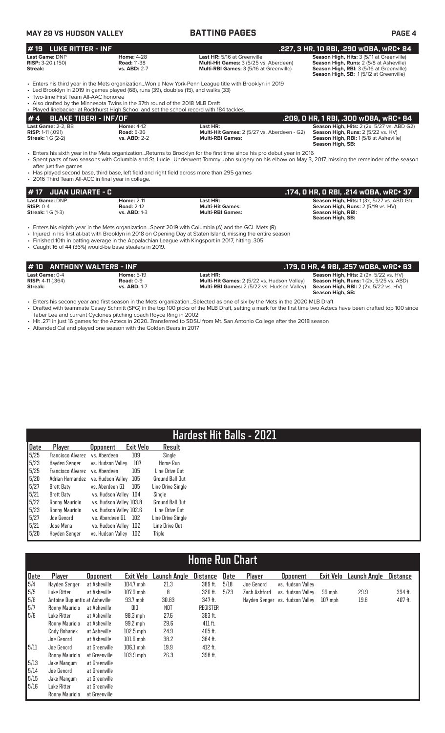**MAY 29 VS HUDSON VALLEY** — **BATTING PAGES**

## #19 LUKE RITTER - INF — .227, 3 HR, 10 RBI, .290 wOBA, wRC+ 84

**Last Game:** DNP
**RISP:** 3-20 (.150)
**Streak:**

**Home:** 4-28
**Road:** 11-38
**vs. ABD:** 2-7

**Last HR:** 5/16 at Greenville
**Multi-Hit Games:** 3 (5/25 vs. Aberdeen)
**Multi-RBI Games:** 3 (5/16 at Greenville)

**Season High, Hits:** 3 (5/11 at Greenville)
**Season High, Runs:** 2 (5/8 at Asheville)
**Season High, RBI:** 3 (5/16 at Greenville)
**Season High, SB:** 1 (5/12 at Greenville)

- Enters his third year in the Mets organization...Won a New York-Penn League title with Brooklyn in 2019
- Led Brooklyn in 2019 in games played (68), runs (39), doubles (15), and walks (33)
- Two-time First Team All-AAC honoree
- Also drafted by the Minnesota Twins in the 37th round of the 2018 MLB Draft
- Played linebacker at Rockhurst High School and set the school record with 184 tackles.

## #4 BLAKE TIBERI - INF/OF — .209, 0 HR, 1 RBI, .300 wOBA, wRC+ 84

**Last Game:** 2-2, BB
**RISP:** 1-11 (.091)
**Streak:** 1 G (2-2)

**Home:** 4-12
**Road:** 5-36
**vs. ABD:** 2-2

**Last HR:**
**Multi-Hit Games:** 2 (5/27 vs. Aberdeen - G2)
**Multi-RBI Games:**

**Season High, Hits:** 2 (2x, 5/27 vs. ABD G2)
**Season High, Runs:** 2 (5/22 vs. HV)
**Season High, RBI:** 1 (5/8 at Asheville)
**Season High, SB:**

- Enters his sixth year in the Mets organization...Returns to Brooklyn for the first time since his pro debut year in 2016
- Spent parts of two seasons with Columbia and St. Lucie...Underwent Tommy John surgery on his elbow on May 3, 2017, missing the remainder of the season after just five games
- Has played second base, third base, left field and right field across more than 295 games
- 2016 Third Team All-ACC in final year in college.

## #17 JUAN URIARTE - C — .174, 0 HR, 0 RBI, .214 wOBA, wRC+ 37

**Last Game:** DNP
**RISP:** 0-4
**Streak:** 1 G (1-3)

**Home:** 2-11
**Road:** 2-12
**vs. ABD:** 1-3

**Last HR:**
**Multi-Hit Games:**
**Multi-RBI Games:**

**Season High, Hits:** 1 (3x, 5/27 vs. ABD G1)
**Season High, Runs:** 2 (5/19 vs. HV)
**Season High, RBI:**
**Season High, SB:**

- Enters his eighth year in the Mets organization...Spent 2019 with Columbia (A) and the GCL Mets (R)
- Injured in his first at-bat with Brooklyn in 2018 on Opening Day at Staten Island, missing the entire season
- Finished 10th in batting average in the Appalachian League with Kingsport in 2017, hitting .305
- Caught 16 of 44 (36%) would-be base stealers in 2019.

## #10 ANTHONY WALTERS - INF — .179, 0 HR, 4 RBI, .257 wOBA, wRC+ 63

**Last Game:** 0-4
**RISP:** 4-11 (.364)
**Streak:**

**Home:** 5-19
**Road:** 0-9
**vs. ABD:** 1-7

**Last HR:**
**Multi-Hit Games:** 2 (5/22 vs. Hudson Valley)
**Multi-RBI Games:** 2 (5/22 vs. Hudson Valley)

**Season High, Hits:** 2 (2x, 5/22 vs. HV)
**Season High, Runs:** 1 (2x, 5/25 vs. ABD)
**Season High, RBI:** 2 (2x, 5/22 vs. HV)
**Season High, SB:**

- Enters his second year and first season in the Mets organization...Selected as one of six by the Mets in the 2020 MLB Draft
- Drafted with teammate Casey Schmitt (SFG) in the top 100 picks of the MLB Draft, setting a mark for the first time two Aztecs have been drafted top 100 since Taber Lee and current Cyclones pitching coach Royce Ring in 2002
- Hit .271 in just 16 games for the Aztecs in 2020...Transferred to SDSU from Mt. San Antonio College after the 2018 season
- Attended Cal and played one season with the Golden Bears in 2017

## Hardest Hit Balls - 2021

| Date | Player | Opponent | Exit Velo | Result |
|---|---|---|---|---|
| 5/25 | Francisco Alvarez | vs. Aberdeen | 109 | Single |
| 5/23 | Hayden Senger | vs. Hudson Valley | 107 | Home Run |
| 5/25 | Francisco Alvarez | vs. Aberdeen | 105 | Line Drive Out |
| 5/20 | Adrian Hernandez | vs. Hudson Valley | 105 | Ground Ball Out |
| 5/27 | Brett Baty | vs. Aberdeen G1 | 105 | Line Drive Single |
| 5/21 | Brett Baty | vs. Hudson Valley | 104 | Single |
| 5/22 | Ronny Mauricio | vs. Hudson Valley | 103.8 | Ground Ball Out |
| 5/23 | Ronny Mauricio | vs. Hudson Valley | 102.6 | Line Drive Out |
| 5/27 | Joe Genord | vs. Aberdeen G1 | 102 | Line Drive Single |
| 5/21 | Jose Mena | vs. Hudson Valley | 102 | Line Drive Out |
| 5/20 | Hayden Senger | vs. Hudson Valley | 102 | Triple |

## Home Run Chart

| Date | Player | Opponent | Exit Velo | Launch Angle | Distance |
|---|---|---|---|---|---|
| 5/4 | Hayden Senger | at Asheville | 104.7 mph | 21.3 | 389 ft. |
| 5/5 | Luke Ritter | at Asheville | 107.9 mph | 8 | 326 ft. |
| 5/6 | Antoine Duplantis | at Asheville | 93.7 mph | 30.83 | 347 ft. |
| 5/7 | Ronny Mauricio | at Asheville | DID | NOT | REGISTER |
| 5/8 | Luke Ritter | at Asheville | 98.3 mph | 27.6 | 383 ft. |
| | Ronny Mauricio | at Asheville | 99.2 mph | 29.6 | 411 ft. |
| | Cody Bohanek | at Asheville | 102.5 mph | 24.9 | 405 ft. |
| | Joe Genord | at Asheville | 101.6 mph | 38.2 | 384 ft. |
| 5/11 | Joe Genord | at Greenville | 106.1 mph | 19.9 | 412 ft. |
| | Ronny Mauricio | at Greenville | 103.9 mph | 26.3 | 398 ft. |
| 5/13 | Jake Mangum | at Greenville | | | |
| 5/14 | Joe Genord | at Greenville | | | |
| 5/15 | Jake Mangum | at Greenville | | | |
| 5/16 | Luke Ritter | at Greenville | | | |
| | Ronny Mauricio | at Greenville | | | |
| 5/18 | Joe Genord | vs. Hudson Valley | | | |
| 5/23 | Zach Ashford | vs. Hudson Valley | 99 mph | 29.9 | 394 ft. |
| | Hayden Senger | vs. Hudson Valley | 107 mph | 19.8 | 407 ft. |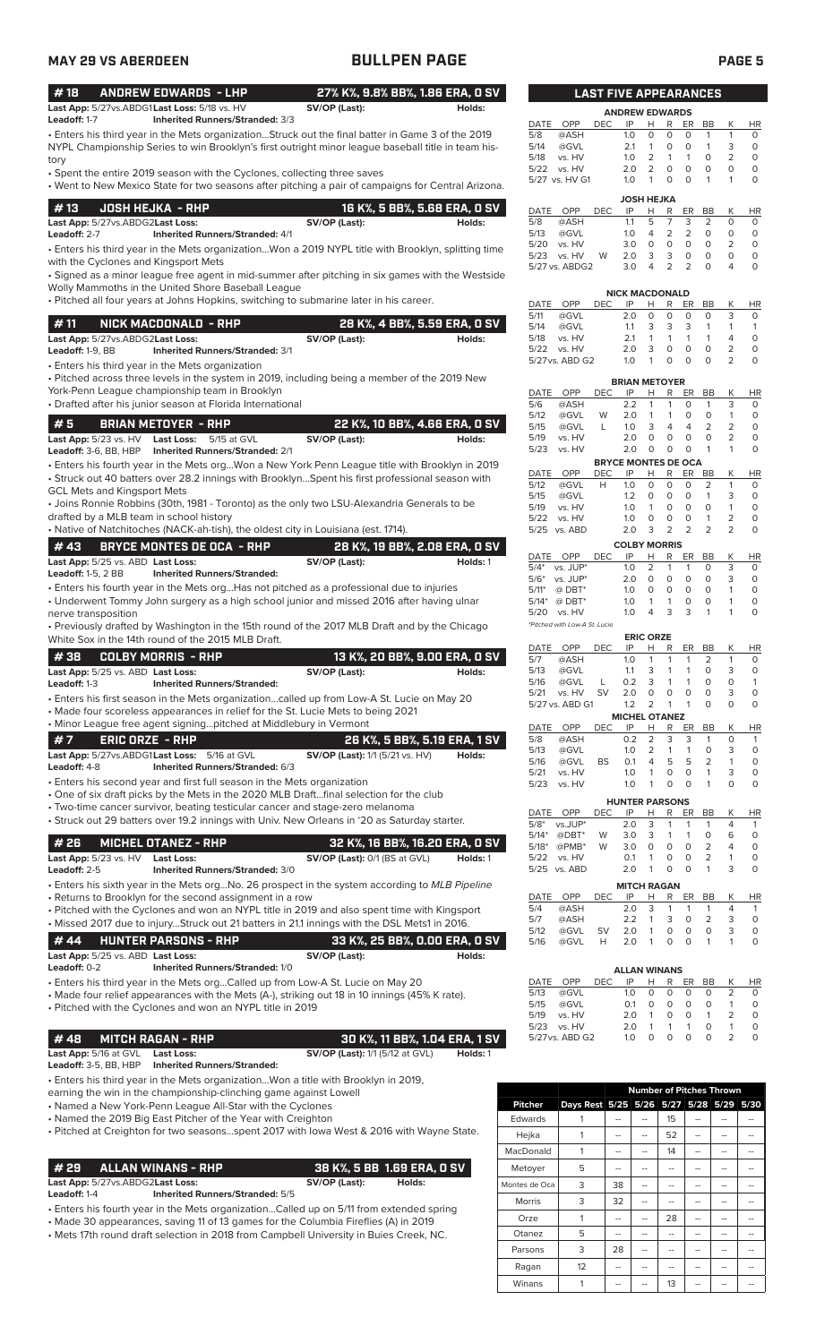**MAY 29 VS ABERDEEN** | **BULLPEN PAGE**

## #18 ANDREW EDWARDS - LHP — 27% K%, 9.8% BB%, 1.86 ERA, 0 SV

**Last App:** 5/27vs.ABDG1 **Last Loss:** 5/18 vs. HV **SV/OP (Last):** **Holds:**
**Leadoff:** 1-7 **Inherited Runners/Stranded:** 3/3

- Enters his third year in the Mets organization...Struck out the final batter in Game 3 of the 2019 NYPL Championship Series to win Brooklyn's first outright minor league baseball title in team history
- Spent the entire 2019 season with the Cyclones, collecting three saves
- Went to New Mexico State for two seasons after pitching a pair of campaigns for Central Arizona.

## #13 JOSH HEJKA - RHP — 16 K%, 5 BB%, 5.68 ERA, 0 SV

**Last App:** 5/27vs.ABDG2 **Last Loss:** **SV/OP (Last):** **Holds:**
**Leadoff:** 2-7 **Inherited Runners/Stranded:** 4/1

- Enters his third year in the Mets organization...Won a 2019 NYPL title with Brooklyn, splitting time with the Cyclones and Kingsport Mets
- Signed as a minor league free agent in mid-summer after pitching in six games with the Westside Wolly Mammoths in the United Shore Baseball League
- Pitched all four years at Johns Hopkins, switching to submarine later in his career.

## #11 NICK MACDONALD - RHP — 28 K%, 4 BB%, 5.59 ERA, 0 SV

**Last App:** 5/27vs.ABDG2 **Last Loss:** **SV/OP (Last):** **Holds:**
**Leadoff:** 1-9, BB **Inherited Runners/Stranded:** 3/1

- Enters his third year in the Mets organization
- Pitched across three levels in the system in 2019, including being a member of the 2019 New York-Penn League championship team in Brooklyn
- Drafted after his junior season at Florida International

## #5 BRIAN METOYER - RHP — 22 K%, 10 BB%, 4.66 ERA, 0 SV

**Last App:** 5/23 vs. HV **Last Loss:** 5/15 at GVL **SV/OP (Last):** **Holds:**
**Leadoff:** 3-6, BB, HBP **Inherited Runners/Stranded:** 2/1

- Enters his fourth year in the Mets org...Won a New York Penn League title with Brooklyn in 2019
- Struck out 40 batters over 28.2 innings with Brooklyn...Spent his first professional season with GCL Mets and Kingsport Mets
- Joins Ronnie Robbins (30th, 1981 - Toronto) as the only two LSU-Alexandria Generals to be drafted by a MLB team in school history
- Native of Natchitoches (NACK-ah-tish), the oldest city in Louisiana (est. 1714).

## #43 BRYCE MONTES DE OCA - RHP — 28 K%, 19 BB%, 2.08 ERA, 0 SV

**Last App:** 5/25 vs. ABD **Last Loss:** **SV/OP (Last):** **Holds:** 1
**Leadoff:** 1-5, 2 BB **Inherited Runners/Stranded:**

- Enters his fourth year in the Mets org...Has not pitched as a professional due to injuries
- Underwent Tommy John surgery as a high school junior and missed 2016 after having ulnar nerve transposition
- Previously drafted by Washington in the 15th round of the 2017 MLB Draft and by the Chicago White Sox in the 14th round of the 2015 MLB Draft.

## #38 COLBY MORRIS - RHP — 13 K%, 20 BB%, 9.00 ERA, 0 SV

**Last App:** 5/25 vs. ABD **Last Loss:** **SV/OP (Last):** **Holds:**
**Leadoff:** 1-3 **Inherited Runners/Stranded:**

- Enters his first season in the Mets organization...called up from Low-A St. Lucie on May 20
- Made four scoreless appearances in relief for the St. Lucie Mets to being 2021
- Minor League free agent signing...pitched at Middlebury in Vermont

## #7 ERIC ORZE - RHP — 26 K%, 5 BB%, 5.19 ERA, 1 SV

**Last App:** 5/27vs.ABDG1 **Last Loss:** 5/16 at GVL **SV/OP (Last):** 1/1 (5/21 vs. HV) **Holds:**
**Leadoff:** 4-8 **Inherited Runners/Stranded:** 6/3

- Enters his second year and first full season in the Mets organization
- One of six draft picks by the Mets in the 2020 MLB Draft...final selection for the club
- Two-time cancer survivor, beating testicular cancer and stage-zero melanoma
- Struck out 29 batters over 19.2 innings with Univ. New Orleans in '20 as Saturday starter.

## #26 MICHEL OTANEZ - RHP — 32 K%, 16 BB%, 16.20 ERA, 0 SV

**Last App:** 5/23 vs. HV **Last Loss:** **SV/OP (Last):** 0/1 (BS at GVL) **Holds:** 1
**Leadoff:** 2-5 **Inherited Runners/Stranded:** 3/0

- Enters his sixth year in the Mets org...No. 26 prospect in the system according to *MLB Pipeline*
- Returns to Brooklyn for the second assignment in a row
- Pitched with the Cyclones and won an NYPL title in 2019 and also spent time with Kingsport
- Missed 2017 due to injury...Struck out 21 batters in 21.1 innings with the DSL Mets1 in 2016.

## #44 HUNTER PARSONS - RHP — 33 K%, 25 BB%, 0.00 ERA, 0 SV

**Last App:** 5/25 vs. ABD **Last Loss:** **SV/OP (Last):** **Holds:**
**Leadoff:** 0-2 **Inherited Runners/Stranded:** 1/0

- Enters his third year in the Mets org...Called up from Low-A St. Lucie on May 20
- Made four relief appearances with the Mets (A-), striking out 18 in 10 innings (45% K rate).
- Pitched with the Cyclones and won an NYPL title in 2019

## #48 MITCH RAGAN - RHP — 30 K%, 11 BB%, 1.04 ERA, 1 SV

**Last App:** 5/16 at GVL **Last Loss:** **SV/OP (Last):** 1/1 (5/12 at GVL) **Holds:** 1
**Leadoff:** 3-5, BB, HBP **Inherited Runners/Stranded:**

- Enters his third year in the Mets organization...Won a title with Brooklyn in 2019, earning the win in the championship-clinching game against Lowell
- Named a New York-Penn League All-Star with the Cyclones
- Named the 2019 Big East Pitcher of the Year with Creighton
- Pitched at Creighton for two seasons...spent 2017 with Iowa West & 2016 with Wayne State.

## #29 ALLAN WINANS - RHP — 38 K%, 5 BB 1.69 ERA, 0 SV

**Last App:** 5/27vs.ABDG2 **Last Loss:** **SV/OP (Last):** **Holds:**
**Leadoff:** 1-4 **Inherited Runners/Stranded:** 5/5

- Enters his fourth year in the Mets organization...Called up on 5/11 from extended spring
- Made 30 appearances, saving 11 of 13 games for the Columbia Fireflies (A) in 2019
- Mets 17th round draft selection in 2018 from Campbell University in Buies Creek, NC.

## LAST FIVE APPEARANCES

**ANDREW EDWARDS**

| DATE | OPP | DEC | IP | H | R | ER | BB | K | HR |
|---|---|---|---|---|---|---|---|---|---|
| 5/8 | @ASH | | 1.0 | 0 | 0 | 0 | 1 | 1 | 0 |
| 5/14 | @GVL | | 2.1 | 1 | 0 | 0 | 1 | 3 | 0 |
| 5/18 | vs. HV | | 1.0 | 2 | 1 | 1 | 0 | 2 | 0 |
| 5/22 | vs. HV | | 2.0 | 2 | 0 | 0 | 0 | 0 | 0 |
| 5/27 | vs. HV G1 | | 1.0 | 1 | 0 | 0 | 1 | 1 | 0 |

**JOSH HEJKA**

| DATE | OPP | DEC | IP | H | R | ER | BB | K | HR |
|---|---|---|---|---|---|---|---|---|---|
| 5/8 | @ASH | | 1.1 | 5 | 7 | 3 | 2 | 0 | 0 |
| 5/13 | @GVL | | 1.0 | 4 | 2 | 2 | 0 | 0 | 0 |
| 5/20 | vs. HV | | 3.0 | 0 | 0 | 0 | 0 | 2 | 0 |
| 5/23 | vs. HV | W | 2.0 | 3 | 3 | 0 | 0 | 0 | 0 |
| 5/27 | vs. ABDG2 | | 3.0 | 4 | 2 | 2 | 0 | 4 | 0 |

**NICK MACDONALD**

| DATE | OPP | DEC | IP | H | R | ER | BB | K | HR |
|---|---|---|---|---|---|---|---|---|---|
| 5/11 | @GVL | | 2.0 | 0 | 0 | 0 | 0 | 3 | 0 |
| 5/14 | @GVL | | 1.1 | 3 | 3 | 3 | 1 | 1 | 1 |
| 5/18 | vs. HV | | 2.1 | 1 | 1 | 1 | 1 | 4 | 0 |
| 5/22 | vs. HV | | 2.0 | 3 | 0 | 0 | 0 | 2 | 0 |
| 5/27 | vs. ABD G2 | | 1.0 | 1 | 0 | 0 | 0 | 2 | 0 |

**BRIAN METOYER**

| DATE | OPP | DEC | IP | H | R | ER | BB | K | HR |
|---|---|---|---|---|---|---|---|---|---|
| 5/6 | @ASH | | 2.2 | 1 | 1 | 0 | 1 | 3 | 0 |
| 5/12 | @GVL | W | 2.0 | 1 | 1 | 0 | 0 | 1 | 0 |
| 5/15 | @GVL | L | 1.0 | 3 | 4 | 4 | 2 | 2 | 0 |
| 5/19 | vs. HV | | 2.0 | 0 | 0 | 0 | 0 | 2 | 0 |
| 5/23 | vs. HV | | 2.0 | 0 | 0 | 0 | 1 | 1 | 0 |

**BRYCE MONTES DE OCA**

| DATE | OPP | DEC | IP | H | R | ER | BB | K | HR |
|---|---|---|---|---|---|---|---|---|---|
| 5/12 | @GVL | H | 1.0 | 0 | 0 | 0 | 2 | 1 | 0 |
| 5/15 | @GVL | | 1.2 | 0 | 0 | 0 | 1 | 3 | 0 |
| 5/19 | vs. HV | | 1.0 | 1 | 0 | 0 | 0 | 1 | 0 |
| 5/22 | vs. HV | | 1.0 | 0 | 0 | 0 | 1 | 2 | 0 |
| 5/25 | vs. ABD | | 2.0 | 3 | 2 | 2 | 2 | 2 | 0 |

**COLBY MORRIS**

| DATE | OPP | DEC | IP | H | R | ER | BB | K | HR |
|---|---|---|---|---|---|---|---|---|---|
| 5/4* | vs. JUP* | | 1.0 | 2 | 1 | 1 | 0 | 3 | 0 |
| 5/6* | vs. JUP* | | 2.0 | 0 | 0 | 0 | 0 | 3 | 0 |
| 5/11* | @ DBT* | | 1.0 | 0 | 0 | 0 | 0 | 1 | 0 |
| 5/14* | @ DBT* | | 1.0 | 1 | 1 | 0 | 0 | 1 | 0 |
| 5/20 | vs. HV | | 1.0 | 4 | 3 | 3 | 1 | 1 | 0 |

*Pitched with Low-A St. Lucie

**ERIC ORZE**

| DATE | OPP | DEC | IP | H | R | ER | BB | K | HR |
|---|---|---|---|---|---|---|---|---|---|
| 5/7 | @ASH | | 1.0 | 1 | 1 | 1 | 2 | 1 | 0 |
| 5/13 | @GVL | | 1.1 | 3 | 1 | 1 | 0 | 3 | 0 |
| 5/16 | @GVL | L | 0.2 | 3 | 1 | 1 | 0 | 0 | 1 |
| 5/21 | vs. HV | SV | 2.0 | 0 | 0 | 0 | 0 | 3 | 0 |
| 5/27 | vs. ABD G1 | | 1.2 | 2 | 1 | 1 | 0 | 0 | 0 |

**MICHEL OTANEZ**

| DATE | OPP | DEC | IP | H | R | ER | BB | K | HR |
|---|---|---|---|---|---|---|---|---|---|
| 5/8 | @ASH | | 0.2 | 2 | 3 | 3 | 1 | 0 | 1 |
| 5/13 | @GVL | | 1.0 | 2 | 1 | 1 | 0 | 3 | 0 |
| 5/16 | @GVL | BS | 0.1 | 4 | 5 | 5 | 2 | 1 | 0 |
| 5/21 | vs. HV | | 1.0 | 1 | 0 | 0 | 1 | 3 | 0 |
| 5/23 | vs. HV | | 1.0 | 1 | 0 | 0 | 1 | 0 | 0 |

**HUNTER PARSONS**

| DATE | OPP | DEC | IP | H | R | ER | BB | K | HR |
|---|---|---|---|---|---|---|---|---|---|
| 5/8* | vs.JUP* | | 2.0 | 3 | 1 | 1 | 1 | 4 | 1 |
| 5/14* | @DBT* | W | 3.0 | 3 | 1 | 1 | 0 | 6 | 0 |
| 5/18* | @PMB* | W | 3.0 | 0 | 0 | 0 | 2 | 4 | 0 |
| 5/22 | vs. HV | | 0.1 | 1 | 0 | 0 | 2 | 1 | 0 |
| 5/25 | vs. ABD | | 2.0 | 1 | 0 | 0 | 1 | 3 | 0 |

**MITCH RAGAN**

| DATE | OPP | DEC | IP | H | R | ER | BB | K | HR |
|---|---|---|---|---|---|---|---|---|---|
| 5/4 | @ASH | | 2.0 | 3 | 1 | 1 | 1 | 4 | 1 |
| 5/7 | @ASH | | 2.2 | 1 | 3 | 0 | 2 | 3 | 0 |
| 5/12 | @GVL | SV | 2.0 | 1 | 0 | 0 | 0 | 3 | 0 |
| 5/16 | @GVL | H | 2.0 | 1 | 0 | 0 | 1 | 1 | 0 |

**ALLAN WINANS**

| DATE | OPP | DEC | IP | H | R | ER | BB | K | HR |
|---|---|---|---|---|---|---|---|---|---|
| 5/13 | @GVL | | 1.0 | 0 | 0 | 0 | 0 | 2 | 0 |
| 5/15 | @GVL | | 0.1 | 0 | 0 | 0 | 0 | 1 | 0 |
| 5/19 | vs. HV | | 2.0 | 1 | 0 | 0 | 1 | 2 | 0 |
| 5/23 | vs. HV | | 2.0 | 1 | 1 | 1 | 0 | 1 | 0 |
| 5/27 | vs. ABD G2 | | 1.0 | 0 | 0 | 0 | 0 | 2 | 0 |

## Number of Pitches Thrown

| Pitcher | Days Rest | 5/25 | 5/26 | 5/27 | 5/28 | 5/29 | 5/30 |
|---|---|---|---|---|---|---|---|
| Edwards | 1 | -- | -- | 15 | -- | -- | -- |
| Hejka | 1 | -- | -- | 52 | -- | -- | -- |
| MacDonald | 1 | -- | -- | 14 | -- | -- | -- |
| Metoyer | 5 | -- | -- | -- | -- | -- | -- |
| Montes de Oca | 3 | 38 | -- | -- | -- | -- | -- |
| Morris | 3 | 32 | -- | -- | -- | -- | -- |
| Orze | 1 | -- | -- | 28 | -- | -- | -- |
| Otanez | 5 | -- | -- | -- | -- | -- | -- |
| Parsons | 3 | 28 | -- | -- | -- | -- | -- |
| Ragan | 12 | -- | -- | -- | -- | -- | -- |
| Winans | 1 | -- | -- | 13 | -- | -- | -- |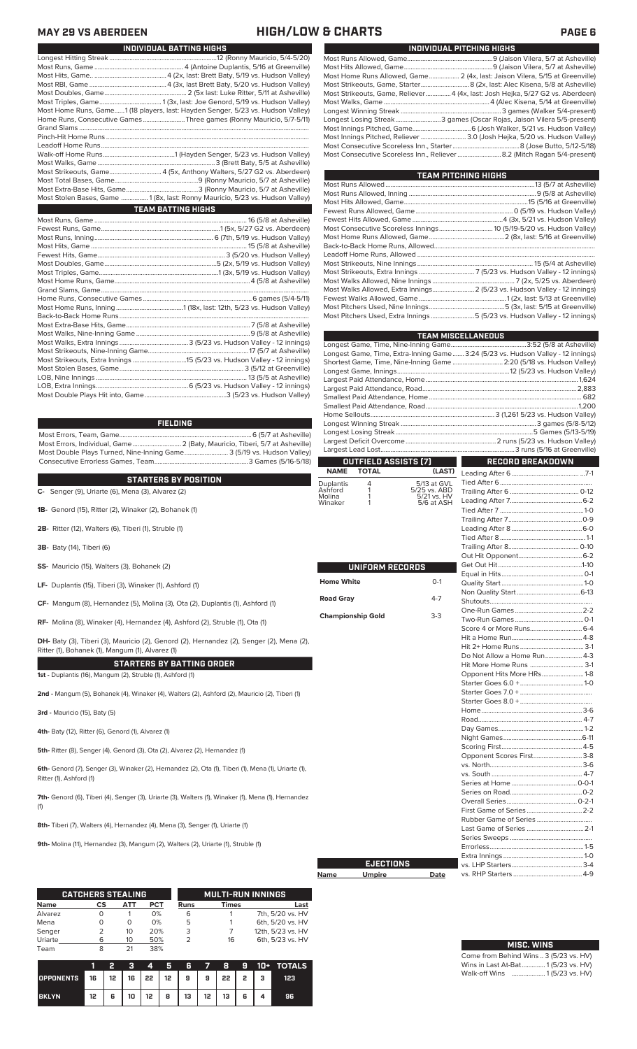## MAY 29 VS ABERDEEN — HIGH/LOW & CHARTS

### INDIVIDUAL BATTING HIGHS

| | |
|---|---|
| Longest Hitting Streak | 12 (Ronny Mauricio, 5/4-5/20) |
| Most Runs, Game | 4 (Antoine Duplantis, 5/16 at Greenville) |
| Most Hits, Game | 4 (2x, last: Brett Baty, 5/19 vs. Hudson Valley) |
| Most RBI, Game | 4 (3x, last Brett Baty, 5/20 vs. Hudson Valley) |
| Most Doubles, Game | 2 (5x last: Luke Ritter, 5/11 at Asheville) |
| Most Triples, Game | 1 (3x, last: Joe Genord, 5/19 vs. Hudson Valley) |
| Most Home Runs, Game | 1 (18 players, last: Hayden Senger, 5/23 vs. Hudson Valley) |
| Home Runs, Consecutive Games | Three games (Ronny Mauricio, 5/7-5/11) |
| Grand Slams | |
| Pinch-Hit Home Runs | |
| Leadoff Home Runs | |
| Walk-off Home Runs | 1 (Hayden Senger, 5/23 vs. Hudson Valley) |
| Most Walks, Game | 3 (Brett Baty, 5/5 at Asheville) |
| Most Strikeouts, Game | 4 (5x, Anthony Walters, 5/27 G2 vs. Aberdeen) |
| Most Total Bases, Game | 9 (Ronny Mauricio, 5/7 at Asheville) |
| Most Extra-Base Hits, Game | 3 (Ronny Mauricio, 5/7 at Asheville) |
| Most Stolen Bases, Game | 1 (8x, last: Ronny Mauricio, 5/23 vs. Hudson Valley) |

### TEAM BATTING HIGHS

| | |
|---|---|
| Most Runs, Game | 16 (5/8 at Asheville) |
| Fewest Runs, Game | 1 (5x, 5/27 G2 vs. Aberdeen) |
| Most Runs, Inning | 6 (7th, 5/19 vs. Hudson Valley) |
| Most Hits, Game | 15 (5/8 at Asheville) |
| Fewest Hits, Game | 3 (5/20 vs. Hudson Valley) |
| Most Doubles, Game | 5 (2x, 5/19 vs. Hudson Valley) |
| Most Triples, Game | 1 (3x, 5/19 vs. Hudson Valley) |
| Most Home Runs, Game | 4 (5/8 at Asheville) |
| Grand Slams, Game | |
| Home Runs, Consecutive Games | 6 games (5/4-5/11) |
| Most Home Runs, Inning | 1 (18x, last: 12th, 5/23 vs. Hudson Valley) |
| Back-to-Back Home Runs | |
| Most Extra-Base Hits, Game | 7 (5/8 at Asheville) |
| Most Walks, Nine-Inning Game | 9 (5/8 at Asheville) |
| Most Walks, Extra Innings | 3 (5/23 vs. Hudson Valley - 12 innings) |
| Most Strikeouts, Nine-Inning Game | 17 (5/7 at Asheville) |
| Most Strikeouts, Extra Innings | 15 (5/23 vs. Hudson Valley - 12 innings) |
| Most Stolen Bases, Game | 3 (5/12 at Greenville) |
| LOB, Nine Innings | 13 (5/5 at Asheville) |
| LOB, Extra Innings | 6 (5/23 vs. Hudson Valley - 12 innings) |
| Most Double Plays Hit into, Game | 3 (5/23 vs. Hudson Valley) |

### FIELDING

| | |
|---|---|
| Most Errors, Team, Game | 6 (5/7 at Asheville) |
| Most Errors, Individual, Game | 2 (Baty, Mauricio, Tiberi, 5/7 at Asheville) |
| Most Double Plays Turned, Nine-Inning Game | 3 (5/19 vs. Hudson Valley) |
| Consecutive Errorless Games, Team | 3 Games (5/16-5/18) |

### STARTERS BY POSITION

**C-** Senger (9), Uriarte (6), Mena (3), Alvarez (2)

**1B-** Genord (15), Ritter (2), Winaker (2), Bohanek (1)

**2B-** Ritter (12), Walters (6), Tiberi (1), Struble (1)

**3B-** Baty (14), Tiberi (6)

**SS-** Mauricio (15), Walters (3), Bohanek (2)

**LF-** Duplantis (15), Tiberi (3), Winaker (1), Ashford (1)

**CF-** Mangum (8), Hernandez (5), Molina (3), Ota (2), Duplantis (1), Ashford (1)

**RF-** Molina (8), Winaker (4), Hernandez (4), Ashford (2), Struble (1), Ota (1)

**DH-** Baty (3), Tiberi (3), Mauricio (2), Genord (2), Hernandez (2), Senger (2), Mena (2), Ritter (1), Bohanek (1), Mangum (1), Alvarez (1)

### STARTERS BY BATTING ORDER

**1st -** Duplantis (16), Mangum (2), Struble (1), Ashford (1)

**2nd -** Mangum (5), Bohanek (4), Winaker (4), Walters (2), Ashford (2), Mauricio (2), Tiberi (1)

**3rd -** Mauricio (15), Baty (5)

**4th-** Baty (12), Ritter (6), Genord (1), Alvarez (1)

**5th-** Ritter (8), Senger (4), Genord (3), Ota (2), Alvarez (2), Hernandez (1)

**6th-** Genord (7), Senger (3), Winaker (2), Hernandez (2), Ota (1), Tiberi (1), Mena (1), Uriarte (1), Ritter (1), Ashford (1)

**7th-** Genord (6), Tiberi (4), Senger (3), Uriarte (3), Walters (1), Winaker (1), Mena (1), Hernandez (1)

**8th-** Tiberi (7), Walters (4), Hernandez (4), Mena (3), Senger (1), Uriarte (1)

**9th-** Molina (11), Hernandez (3), Mangum (2), Walters (2), Uriarte (1), Struble (1)

### CATCHERS STEALING

| Name | CS | ATT | PCT |
|---|---|---|---|
| Alvarez | 0 | 1 | 0% |
| Mena | 0 | 0 | 0% |
| Senger | 2 | 10 | 20% |
| Uriarte | 6 | 10 | 50% |
| Team | 8 | 21 | 38% |

### MULTI-RUN INNINGS

| Runs | Times | Last |
|---|---|---|
| 6 | 1 | 7th, 5/20 vs. HV |
| 5 | 1 | 6th, 5/20 vs. HV |
| 3 | 7 | 12th, 5/23 vs. HV |
| 2 | 16 | 6th, 5/23 vs. HV |

| | 1 | 2 | 3 | 4 | 5 | 6 | 7 | 8 | 9 | 10+ | TOTALS |
|---|---|---|---|---|---|---|---|---|---|---|---|
| OPPONENTS | 16 | 12 | 16 | 22 | 12 | 9 | 9 | 22 | 2 | 3 | 123 |
| BKLYN | 12 | 6 | 10 | 12 | 8 | 13 | 12 | 13 | 6 | 4 | 96 |

### INDIVIDUAL PITCHING HIGHS

| | |
|---|---|
| Most Runs Allowed, Game | 9 (Jaison Vilera, 5/7 at Asheville) |
| Most Hits Allowed, Game | 9 (Jaison Vilera, 5/7 at Asheville) |
| Most Home Runs Allowed, Game | 2 (4x, last: Jaison Vilera, 5/15 at Greenville) |
| Most Strikeouts, Game, Starter | 8 (2x, last: Alec Kisena, 5/8 at Asheville) |
| Most Strikeouts, Game, Reliever | 4 (4x, last: Josh Hejka, 5/27 G2 vs. Aberdeen) |
| Most Walks, Game | 4 (Alec Kisena, 5/14 at Greenville) |
| Longest Winning Streak | 3 games (Walker 5/4-present) |
| Longest Losing Streak | 3 games (Oscar Rojas, Jaison Vilera 5/5-present) |
| Most Innings Pitched, Game | 6 (Josh Walker, 5/21 vs. Hudson Valley) |
| Most Innings Pitched, Reliever | 3.0 (Josh Hejka, 5/20 vs. Hudson Valley) |
| Most Consecutive Scoreless Inn., Starter | 8 (Jose Butto, 5/12-5/18) |
| Most Consecutive Scoreless Inn., Reliever | 8.2 (Mitch Ragan 5/4-present) |

### TEAM PITCHING HIGHS

| | |
|---|---|
| Most Runs Allowed | 13 (5/7 at Asheville) |
| Most Runs Allowed, Inning | 9 (5/8 at Asheville) |
| Most Hits Allowed, Game | 15 (5/16 at Greenville) |
| Fewest Runs Allowed, Game | 0 (5/19 vs. Hudson Valley) |
| Fewest Hits Allowed, Game | 4 (3x, 5/21 vs. Hudson Valley) |
| Most Consecutive Scoreless Innings | 10 (5/19-5/20 vs. Hudson Valley) |
| Most Home Runs Allowed, Game | 2 (8x, last: 5/16 at Greenville) |
| Back-to-Back Home Runs, Allowed | |
| Leadoff Home Runs, Allowed | |
| Most Strikeouts, Nine Innings | 15 (5/4 at Asheville) |
| Most Strikeouts, Extra Innings | 7 (5/23 vs. Hudson Valley - 12 innings) |
| Most Walks Allowed, Nine Innings | 7 (2x, 5/25 vs. Aberdeen) |
| Most Walks Allowed, Extra Innings | 2 (5/23 vs. Hudson Valley - 12 innings) |
| Fewest Walks Allowed, Game | 1 (2x, last: 5/13 at Greenville) |
| Most Pitchers Used, Nine Innings | 5 (3x, last: 5/15 at Greenville) |
| Most Pitchers Used, Extra Innings | 5 (5/23 vs. Hudson Valley - 12 innings) |

### TEAM MISCELLANEOUS

| | |
|---|---|
| Longest Game, Time, Nine-Inning Game | 3:52 (5/8 at Asheville) |
| Longest Game, Time, Extra-Inning Game | 3:24 (5/23 vs. Hudson Valley - 12 innings) |
| Shortest Game, Time, Nine-Inning Game | 2:20 (5/18 vs. Hudson Valley) |
| Longest Game, Innings | 12 (5/23 vs. Hudson Valley) |
| Largest Paid Attendance, Home | 1,624 |
| Largest Paid Attendance, Road | 2,883 |
| Smallest Paid Attendance, Home | 682 |
| Smallest Paid Attendance, Road | 1,200 |
| Home Sellouts | 3 (1,261 5/23 vs. Hudson Valley) |
| Longest Winning Streak | 3 games (5/8-5/12) |
| Longest Losing Streak | 5 Games (5/13-5/19) |
| Largest Deficit Overcome | 2 runs (5/23 vs. Hudson Valley) |
| Largest Lead Lost | 3 runs (5/16 at Greenville) |

### OUTFIELD ASSISTS (7)

| NAME | TOTAL | (LAST) |
|---|---|---|
| Duplantis | 4 | 5/13 at GVL |
| Ashford | 1 | 5/25 vs. ABD |
| Molina | 1 | 5/21 vs. HV |
| Winaker | 1 | 5/6 at ASH |

### UNIFORM RECORDS

| | |
|---|---|
| Home White | 0-1 |
| Road Gray | 4-7 |
| Championship Gold | 3-3 |

### EJECTIONS

| Name | Umpire | Date |
|---|---|---|

### RECORD BREAKDOWN

| | |
|---|---|
| Leading After 6 | 7-1 |
| Tied After 6 | |
| Trailing After 6 | 0-12 |
| Leading After 7 | 6-2 |
| Tied After 7 | 1-0 |
| Trailing After 7 | 0-9 |
| Leading After 8 | 6-0 |
| Tied After 8 | 1-1 |
| Trailing After 8 | 0-10 |
| Out Hit Opponent | 6-2 |
| Get Out Hit | 1-10 |
| Equal in Hits | 0-1 |
| Quality Start | 1-0 |
| Non Quality Start | 6-13 |
| Shutouts | |
| One-Run Games | 2-2 |
| Two-Run Games | 0-1 |
| Score 4 or More Runs | 6-4 |
| Hit a Home Run | 4-8 |
| Hit 2+ Home Runs | 3-1 |
| Do Not Allow a Home Run | 4-3 |
| Hit More Home Runs | 3-1 |
| Opponent Hits More HRs | 1-8 |
| Starter Goes 6.0 + | 1-0 |
| Starter Goes 7.0 + | |
| Starter Goes 8.0 + | |
| Home | 3-6 |
| Road | 4-7 |
| Day Games | 1-2 |
| Night Games | 6-11 |
| Scoring First | 4-5 |
| Opponent Scores First | 3-8 |
| vs. North | 3-6 |
| vs. South | 4-7 |
| Series at Home | 0-0-1 |
| Series on Road | 0-2 |
| Overall Series | 0-2-1 |
| First Game of Series | 2-2 |
| Rubber Game of Series | |
| Last Game of Series | 2-1 |
| Series Sweeps | |
| Errorless | 1-5 |
| Extra Innings | 1-0 |
| vs. LHP Starters | 3-4 |
| vs. RHP Starters | 4-9 |

### MISC. WINS

| | |
|---|---|
| Come from Behind Wins | 3 (5/23 vs. HV) |
| Wins in Last At-Bat | 1 (5/23 vs. HV) |
| Walk-off Wins | 1 (5/23 vs. HV) |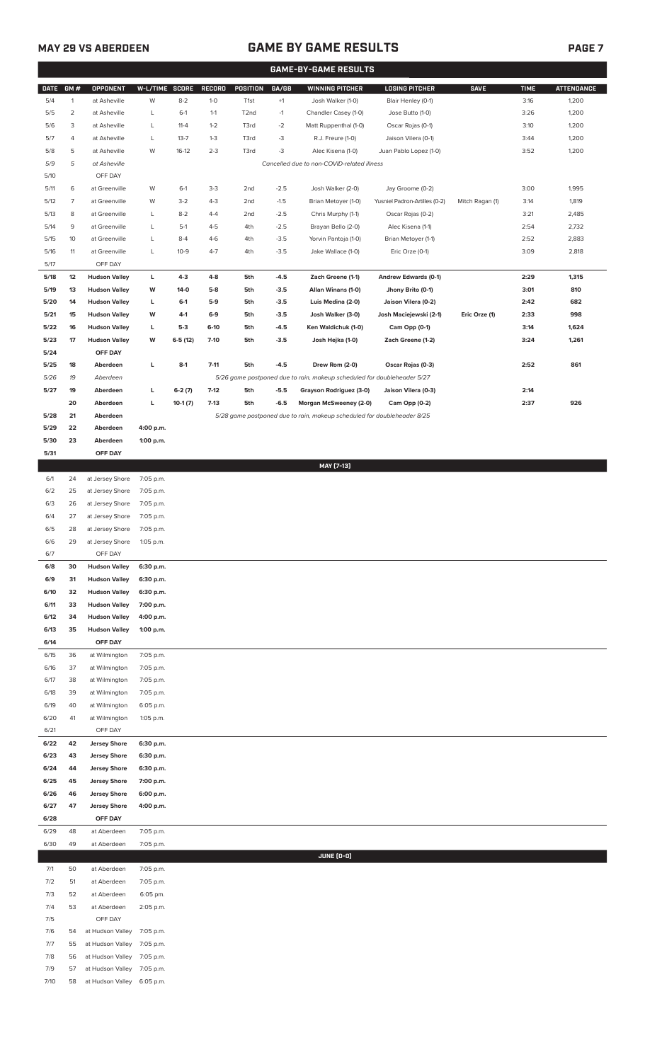## GAME BY GAME RESULTS

### GAME-BY-GAME RESULTS

| DATE | GM # | OPPONENT | W-L/TIME | SCORE | RECORD | POSITION | GA/GB | WINNING PITCHER | LOSING PITCHER | SAVE | TIME | ATTENDANCE |
|---|---|---|---|---|---|---|---|---|---|---|---|---|
| 5/4 | 1 | at Asheville | W | 8-2 | 1-0 | T1st | +1 | Josh Walker (1-0) | Blair Henley (0-1) | | 3:16 | 1,200 |
| 5/5 | 2 | at Asheville | L | 6-1 | 1-1 | T2nd | -1 | Chandler Casey (1-0) | Jose Butto (1-0) | | 3:26 | 1,200 |
| 5/6 | 3 | at Asheville | L | 11-4 | 1-2 | T3rd | -2 | Matt Ruppenthal (1-0) | Oscar Rojas (0-1) | | 3:10 | 1,200 |
| 5/7 | 4 | at Asheville | L | 13-7 | 1-3 | T3rd | -3 | R.J. Freure (1-0) | Jaison Vilera (0-1) | | 3:44 | 1,200 |
| 5/8 | 5 | at Asheville | W | 16-12 | 2-3 | T3rd | -3 | Alec Kisena (1-0) | Juan Pablo Lopez (1-0) | | 3:52 | 1,200 |
| 5/9 | 5 | at Asheville | | | | | | *Cancelled due to non-COVID-related illness* | | | | |
| 5/10 | | OFF DAY | | | | | | | | | | |
| 5/11 | 6 | at Greenville | W | 6-1 | 3-3 | 2nd | -2.5 | Josh Walker (2-0) | Jay Groome (0-2) | | 3:00 | 1,995 |
| 5/12 | 7 | at Greenville | W | 3-2 | 4-3 | 2nd | -1.5 | Brian Metoyer (1-0) | Yusniel Padron-Artilles (0-2) | Mitch Ragan (1) | 3:14 | 1,819 |
| 5/13 | 8 | at Greenville | L | 8-2 | 4-4 | 2nd | -2.5 | Chris Murphy (1-1) | Oscar Rojas (0-2) | | 3:21 | 2,485 |
| 5/14 | 9 | at Greenville | L | 5-1 | 4-5 | 4th | -2.5 | Brayan Bello (2-0) | Alec Kisena (1-1) | | 2:54 | 2,732 |
| 5/15 | 10 | at Greenville | L | 8-4 | 4-6 | 4th | -3.5 | Yorvin Pantoja (1-0) | Brian Metoyer (1-1) | | 2:52 | 2,883 |
| 5/16 | 11 | at Greenville | L | 10-9 | 4-7 | 4th | -3.5 | Jake Wallace (1-0) | Eric Orze (0-1) | | 3:09 | 2,818 |
| 5/17 | | OFF DAY | | | | | | | | | | |
| **5/18** | **12** | **Hudson Valley** | **L** | **4-3** | **4-8** | **5th** | **-4.5** | **Zach Greene (1-1)** | **Andrew Edwards (0-1)** | | **2:29** | **1,315** |
| **5/19** | **13** | **Hudson Valley** | **W** | **14-0** | **5-8** | **5th** | **-3.5** | **Allan Winans (1-0)** | **Jhony Brito (0-1)** | | **3:01** | **810** |
| **5/20** | **14** | **Hudson Valley** | **L** | **6-1** | **5-9** | **5th** | **-3.5** | **Luis Medina (2-0)** | **Jaison Vilera (0-2)** | | **2:42** | **682** |
| **5/21** | **15** | **Hudson Valley** | **W** | **4-1** | **6-9** | **5th** | **-3.5** | **Josh Walker (3-0)** | **Josh Maciejewski (2-1)** | **Eric Orze (1)** | **2:33** | **998** |
| **5/22** | **16** | **Hudson Valley** | **L** | **5-3** | **6-10** | **5th** | **-4.5** | **Ken Waldichuk (1-0)** | **Cam Opp (0-1)** | | **3:14** | **1,624** |
| **5/23** | **17** | **Hudson Valley** | **W** | **6-5 (12)** | **7-10** | **5th** | **-3.5** | **Josh Hejka (1-0)** | **Zach Greene (1-2)** | | **3:24** | **1,261** |
| **5/24** | | **OFF DAY** | | | | | | | | | | |
| **5/25** | **18** | **Aberdeen** | **L** | **8-1** | **7-11** | **5th** | **-4.5** | **Drew Rom (2-0)** | **Oscar Rojas (0-3)** | | **2:52** | **861** |
| *5/26* | *19* | *Aberdeen* | | | | | | *5/26 game postponed due to rain, makeup scheduled for doubleheader 5/27* | | | | |
| **5/27** | **19** | **Aberdeen** | **L** | **6-2 (7)** | **7-12** | **5th** | **-5.5** | **Grayson Rodriguez (3-0)** | **Jaison Vilera (0-3)** | | **2:14** | |
| | **20** | **Aberdeen** | **L** | **10-1 (7)** | **7-13** | **5th** | **-6.5** | **Morgan McSweeney (2-0)** | **Cam Opp (0-2)** | | **2:37** | **926** |
| **5/28** | **21** | **Aberdeen** | | | | | | *5/28 game postponed due to rain, makeup scheduled for doubleheader 8/25* | | | | |
| **5/29** | **22** | **Aberdeen** | **4:00 p.m.** | | | | | | | | | |
| **5/30** | **23** | **Aberdeen** | **1:00 p.m.** | | | | | | | | | |
| **5/31** | | **OFF DAY** | | | | | | | | | | |
| | | | | | | | | **MAY [7-13]** | | | | |
| 6/1 | 24 | at Jersey Shore | 7:05 p.m. | | | | | | | | | |
| 6/2 | 25 | at Jersey Shore | 7:05 p.m. | | | | | | | | | |
| 6/3 | 26 | at Jersey Shore | 7:05 p.m. | | | | | | | | | |
| 6/4 | 27 | at Jersey Shore | 7:05 p.m. | | | | | | | | | |
| 6/5 | 28 | at Jersey Shore | 7:05 p.m. | | | | | | | | | |
| 6/6 | 29 | at Jersey Shore | 1:05 p.m. | | | | | | | | | |
| 6/7 | | OFF DAY | | | | | | | | | | |
| **6/8** | **30** | **Hudson Valley** | **6:30 p.m.** | | | | | | | | | |
| **6/9** | **31** | **Hudson Valley** | **6:30 p.m.** | | | | | | | | | |
| **6/10** | **32** | **Hudson Valley** | **6:30 p.m.** | | | | | | | | | |
| **6/11** | **33** | **Hudson Valley** | **7:00 p.m.** | | | | | | | | | |
| **6/12** | **34** | **Hudson Valley** | **4:00 p.m.** | | | | | | | | | |
| **6/13** | **35** | **Hudson Valley** | **1:00 p.m.** | | | | | | | | | |
| **6/14** | | **OFF DAY** | | | | | | | | | | |
| 6/15 | 36 | at Wilmington | 7:05 p.m. | | | | | | | | | |
| 6/16 | 37 | at Wilmington | 7:05 p.m. | | | | | | | | | |
| 6/17 | 38 | at Wilmington | 7:05 p.m. | | | | | | | | | |
| 6/18 | 39 | at Wilmington | 7:05 p.m. | | | | | | | | | |
| 6/19 | 40 | at Wilmington | 6:05 p.m. | | | | | | | | | |
| 6/20 | 41 | at Wilmington | 1:05 p.m. | | | | | | | | | |
| 6/21 | | OFF DAY | | | | | | | | | | |
| **6/22** | **42** | **Jersey Shore** | **6:30 p.m.** | | | | | | | | | |
| **6/23** | **43** | **Jersey Shore** | **6:30 p.m.** | | | | | | | | | |
| **6/24** | **44** | **Jersey Shore** | **6:30 p.m.** | | | | | | | | | |
| **6/25** | **45** | **Jersey Shore** | **7:00 p.m.** | | | | | | | | | |
| **6/26** | **46** | **Jersey Shore** | **6:00 p.m.** | | | | | | | | | |
| **6/27** | **47** | **Jersey Shore** | **4:00 p.m.** | | | | | | | | | |
| **6/28** | | **OFF DAY** | | | | | | | | | | |
| 6/29 | 48 | at Aberdeen | 7:05 p.m. | | | | | | | | | |
| 6/30 | 49 | at Aberdeen | 7:05 p.m. | | | | | | | | | |
| | | | | | | | | **JUNE [0-0]** | | | | |
| 7/1 | 50 | at Aberdeen | 7:05 p.m. | | | | | | | | | |
| 7/2 | 51 | at Aberdeen | 7:05 p.m. | | | | | | | | | |
| 7/3 | 52 | at Aberdeen | 6:05 pm. | | | | | | | | | |
| 7/4 | 53 | at Aberdeen | 2:05 p.m. | | | | | | | | | |
| 7/5 | | OFF DAY | | | | | | | | | | |
| 7/6 | 54 | at Hudson Valley | 7:05 p.m. | | | | | | | | | |
| 7/7 | 55 | at Hudson Valley | 7:05 p.m. | | | | | | | | | |
| 7/8 | 56 | at Hudson Valley | 7:05 p.m. | | | | | | | | | |
| 7/9 | 57 | at Hudson Valley | 7:05 p.m. | | | | | | | | | |
| 7/10 | 58 | at Hudson Valley | 6:05 p.m. | | | | | | | | | |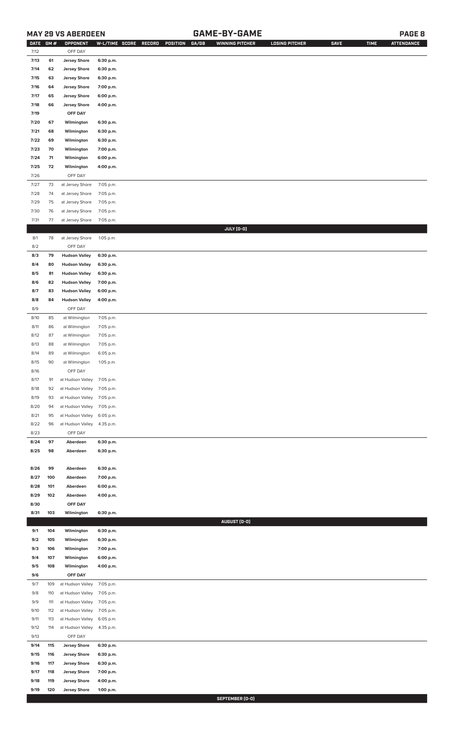## MAY 29 VS ABERDEEN

## GAME-BY-GAME

| DATE | GM # | OPPONENT | W-L/TIME | SCORE | RECORD | POSITION | GA/GB | WINNING PITCHER | LOSING PITCHER | SAVE | TIME | ATTENDANCE |
|---|---|---|---|---|---|---|---|---|---|---|---|---|
| 7/12 | | OFF DAY | | | | | | | | | | |
| 7/13 | 61 | Jersey Shore | 6:30 p.m. | | | | | | | | | |
| 7/14 | 62 | Jersey Shore | 6:30 p.m. | | | | | | | | | |
| 7/15 | 63 | Jersey Shore | 6:30 p.m. | | | | | | | | | |
| 7/16 | 64 | Jersey Shore | 7:00 p.m. | | | | | | | | | |
| 7/17 | 65 | Jersey Shore | 6:00 p.m. | | | | | | | | | |
| 7/18 | 66 | Jersey Shore | 4:00 p.m. | | | | | | | | | |
| 7/19 | | OFF DAY | | | | | | | | | | |
| 7/20 | 67 | Wilmington | 6:30 p.m. | | | | | | | | | |
| 7/21 | 68 | Wilmington | 6:30 p.m. | | | | | | | | | |
| 7/22 | 69 | Wilmington | 6:30 p.m. | | | | | | | | | |
| 7/23 | 70 | Wilmington | 7:00 p.m. | | | | | | | | | |
| 7/24 | 71 | Wilmington | 6:00 p.m. | | | | | | | | | |
| 7/25 | 72 | Wilmington | 4:00 p.m. | | | | | | | | | |
| 7/26 | | OFF DAY | | | | | | | | | | |
| 7/27 | 73 | at Jersey Shore | 7:05 p.m. | | | | | | | | | |
| 7/28 | 74 | at Jersey Shore | 7:05 p.m. | | | | | | | | | |
| 7/29 | 75 | at Jersey Shore | 7:05 p.m. | | | | | | | | | |
| 7/30 | 76 | at Jersey Shore | 7:05 p.m. | | | | | | | | | |
| 7/31 | 77 | at Jersey Shore | 7:05 p.m. | | | | | | | | | |
| | | | | | | | | JULY (0-0) | | | | |
| 8/1 | 78 | at Jersey Shore | 1:05 p.m. | | | | | | | | | |
| 8/2 | | OFF DAY | | | | | | | | | | |
| 8/3 | 79 | Hudson Valley | 6:30 p.m. | | | | | | | | | |
| 8/4 | 80 | Hudson Valley | 6:30 p.m. | | | | | | | | | |
| 8/5 | 81 | Hudson Valley | 6:30 p.m. | | | | | | | | | |
| 8/6 | 82 | Hudson Valley | 7:00 p.m. | | | | | | | | | |
| 8/7 | 83 | Hudson Valley | 6:00 p.m. | | | | | | | | | |
| 8/8 | 84 | Hudson Valley | 4:00 p.m. | | | | | | | | | |
| 8/9 | | OFF DAY | | | | | | | | | | |
| 8/10 | 85 | at Wilmington | 7:05 p.m. | | | | | | | | | |
| 8/11 | 86 | at Wilmington | 7:05 p.m. | | | | | | | | | |
| 8/12 | 87 | at Wilmington | 7:05 p.m. | | | | | | | | | |
| 8/13 | 88 | at Wilmington | 7:05 p.m. | | | | | | | | | |
| 8/14 | 89 | at Wilmington | 6:05 p.m. | | | | | | | | | |
| 8/15 | 90 | at Wilmington | 1:05 p.m. | | | | | | | | | |
| 8/16 | | OFF DAY | | | | | | | | | | |
| 8/17 | 91 | at Hudson Valley | 7:05 p.m. | | | | | | | | | |
| 8/18 | 92 | at Hudson Valley | 7:05 p.m. | | | | | | | | | |
| 8/19 | 93 | at Hudson Valley | 7:05 p.m. | | | | | | | | | |
| 8/20 | 94 | at Hudson Valley | 7:05 p.m. | | | | | | | | | |
| 8/21 | 95 | at Hudson Valley | 6:05 p.m. | | | | | | | | | |
| 8/22 | 96 | at Hudson Valley | 4:35 p.m. | | | | | | | | | |
| 8/23 | | OFF DAY | | | | | | | | | | |
| 8/24 | 97 | Aberdeen | 6:30 p.m. | | | | | | | | | |
| 8/25 | 98 | Aberdeen | 6:30 p.m. | | | | | | | | | |
| 8/26 | 99 | Aberdeen | 6:30 p.m. | | | | | | | | | |
| 8/27 | 100 | Aberdeen | 7:00 p.m. | | | | | | | | | |
| 8/28 | 101 | Aberdeen | 6:00 p.m. | | | | | | | | | |
| 8/29 | 102 | Aberdeen | 4:00 p.m. | | | | | | | | | |
| 8/30 | | OFF DAY | | | | | | | | | | |
| 8/31 | 103 | Wilmington | 6:30 p.m. | | | | | | | | | |
| | | | | | | | | AUGUST (0-0) | | | | |
| 9/1 | 104 | Wilmington | 6:30 p.m. | | | | | | | | | |
| 9/2 | 105 | Wilmington | 6:30 p.m. | | | | | | | | | |
| 9/3 | 106 | Wilmington | 7:00 p.m. | | | | | | | | | |
| 9/4 | 107 | Wilmington | 6:00 p.m. | | | | | | | | | |
| 9/5 | 108 | Wilmington | 4:00 p.m. | | | | | | | | | |
| 9/6 | | OFF DAY | | | | | | | | | | |
| 9/7 | 109 | at Hudson Valley | 7:05 p.m. | | | | | | | | | |
| 9/8 | 110 | at Hudson Valley | 7:05 p.m. | | | | | | | | | |
| 9/9 | 111 | at Hudson Valley | 7:05 p.m. | | | | | | | | | |
| 9/10 | 112 | at Hudson Valley | 7:05 p.m. | | | | | | | | | |
| 9/11 | 113 | at Hudson Valley | 6:05 p.m. | | | | | | | | | |
| 9/12 | 114 | at Hudson Valley | 4:35 p.m. | | | | | | | | | |
| 9/13 | | OFF DAY | | | | | | | | | | |
| 9/14 | 115 | Jersey Shore | 6:30 p.m. | | | | | | | | | |
| 9/15 | 116 | Jersey Shore | 6:30 p.m. | | | | | | | | | |
| 9/16 | 117 | Jersey Shore | 6:30 p.m. | | | | | | | | | |
| 9/17 | 118 | Jersey Shore | 7:00 p.m. | | | | | | | | | |
| 9/18 | 119 | Jersey Shore | 4:00 p.m. | | | | | | | | | |
| 9/19 | 120 | Jersey Shore | 1:00 p.m. | | | | | | | | | |
| | | | | | | | | SEPTEMBER (0-0) | | | | |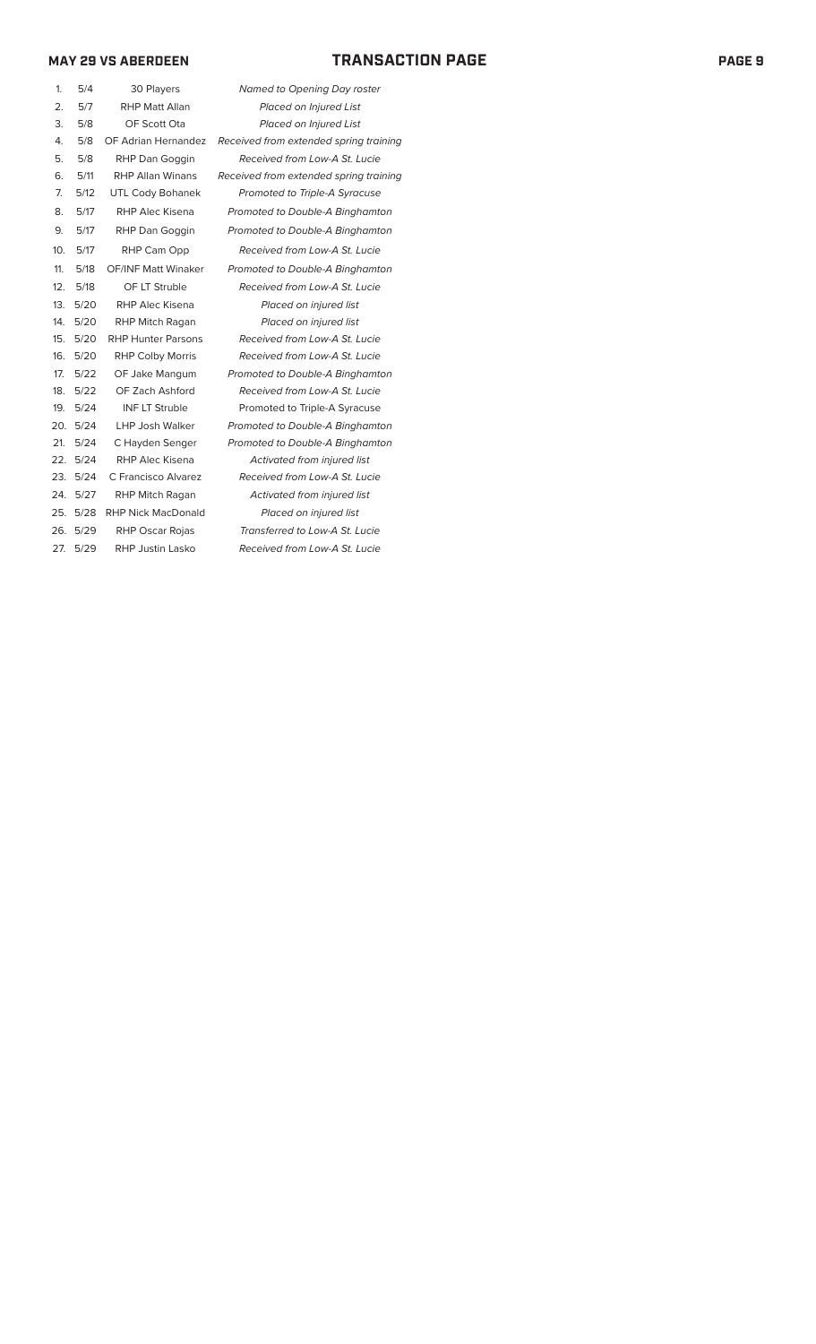## TRANSACTION PAGE

| | | | |
|---|---|---|---|
| 1. | 5/4 | 30 Players | *Named to Opening Day roster* |
| 2. | 5/7 | RHP Matt Allan | *Placed on Injured List* |
| 3. | 5/8 | OF Scott Ota | *Placed on Injured List* |
| 4. | 5/8 | OF Adrian Hernandez | *Received from extended spring training* |
| 5. | 5/8 | RHP Dan Goggin | *Received from Low-A St. Lucie* |
| 6. | 5/11 | RHP Allan Winans | *Received from extended spring training* |
| 7. | 5/12 | UTL Cody Bohanek | *Promoted to Triple-A Syracuse* |
| 8. | 5/17 | RHP Alec Kisena | *Promoted to Double-A Binghamton* |
| 9. | 5/17 | RHP Dan Goggin | *Promoted to Double-A Binghamton* |
| 10. | 5/17 | RHP Cam Opp | *Received from Low-A St. Lucie* |
| 11. | 5/18 | OF/INF Matt Winaker | *Promoted to Double-A Binghamton* |
| 12. | 5/18 | OF LT Struble | *Received from Low-A St. Lucie* |
| 13. | 5/20 | RHP Alec Kisena | *Placed on injured list* |
| 14. | 5/20 | RHP Mitch Ragan | *Placed on injured list* |
| 15. | 5/20 | RHP Hunter Parsons | *Received from Low-A St. Lucie* |
| 16. | 5/20 | RHP Colby Morris | *Received from Low-A St. Lucie* |
| 17. | 5/22 | OF Jake Mangum | *Promoted to Double-A Binghamton* |
| 18. | 5/22 | OF Zach Ashford | *Received from Low-A St. Lucie* |
| 19. | 5/24 | INF LT Struble | Promoted to Triple-A Syracuse |
| 20. | 5/24 | LHP Josh Walker | *Promoted to Double-A Binghamton* |
| 21. | 5/24 | C Hayden Senger | *Promoted to Double-A Binghamton* |
| 22. | 5/24 | RHP Alec Kisena | *Activated from injured list* |
| 23. | 5/24 | C Francisco Alvarez | *Received from Low-A St. Lucie* |
| 24. | 5/27 | RHP Mitch Ragan | *Activated from injured list* |
| 25. | 5/28 | RHP Nick MacDonald | *Placed on injured list* |
| 26. | 5/29 | RHP Oscar Rojas | *Transferred to Low-A St. Lucie* |
| 27. | 5/29 | RHP Justin Lasko | *Received from Low-A St. Lucie* |